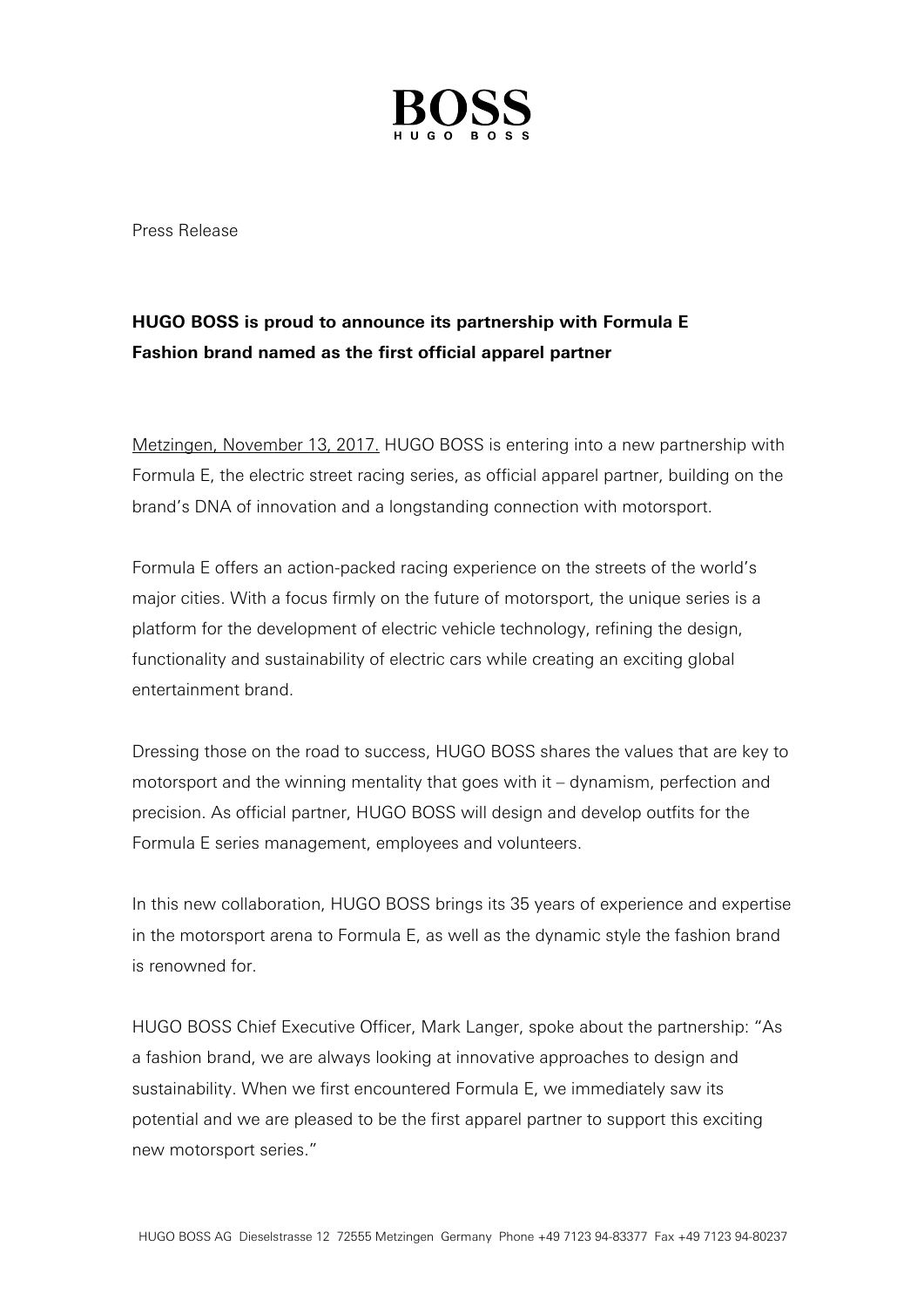BOSS
HUGO BOSS

Press Release

**HUGO BOSS is proud to announce its partnership with Formula E**
**Fashion brand named as the first official apparel partner**

Metzingen, November 13, 2017. HUGO BOSS is entering into a new partnership with Formula E, the electric street racing series, as official apparel partner, building on the brand's DNA of innovation and a longstanding connection with motorsport.

Formula E offers an action-packed racing experience on the streets of the world's major cities. With a focus firmly on the future of motorsport, the unique series is a platform for the development of electric vehicle technology, refining the design, functionality and sustainability of electric cars while creating an exciting global entertainment brand.

Dressing those on the road to success, HUGO BOSS shares the values that are key to motorsport and the winning mentality that goes with it – dynamism, perfection and precision. As official partner, HUGO BOSS will design and develop outfits for the Formula E series management, employees and volunteers.

In this new collaboration, HUGO BOSS brings its 35 years of experience and expertise in the motorsport arena to Formula E, as well as the dynamic style the fashion brand is renowned for.

HUGO BOSS Chief Executive Officer, Mark Langer, spoke about the partnership: "As a fashion brand, we are always looking at innovative approaches to design and sustainability. When we first encountered Formula E, we immediately saw its potential and we are pleased to be the first apparel partner to support this exciting new motorsport series."

HUGO BOSS AG Dieselstrasse 12 72555 Metzingen Germany Phone +49 7123 94-83377 Fax +49 7123 94-80237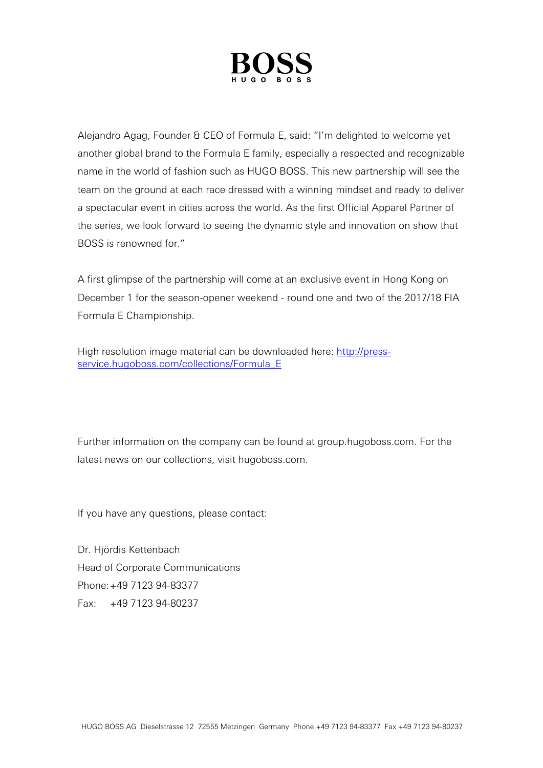Alejandro Agag, Founder & CEO of Formula E, said: "I'm delighted to welcome yet another global brand to the Formula E family, especially a respected and recognizable name in the world of fashion such as HUGO BOSS. This new partnership will see the team on the ground at each race dressed with a winning mindset and ready to deliver a spectacular event in cities across the world. As the first Official Apparel Partner of the series, we look forward to seeing the dynamic style and innovation on show that BOSS is renowned for."

A first glimpse of the partnership will come at an exclusive event in Hong Kong on December 1 for the season-opener weekend - round one and two of the 2017/18 FIA Formula E Championship.

High resolution image material can be downloaded here: [http://press-service.hugoboss.com/collections/Formula_E](http://press-service.hugoboss.com/collections/Formula_E)

Further information on the company can be found at group.hugoboss.com. For the latest news on our collections, visit hugoboss.com.

If you have any questions, please contact:

Dr. Hjördis Kettenbach
Head of Corporate Communications
Phone: +49 7123 94-83377
Fax: +49 7123 94-80237

HUGO BOSS AG Dieselstrasse 12 72555 Metzingen Germany Phone +49 7123 94-83377 Fax +49 7123 94-80237